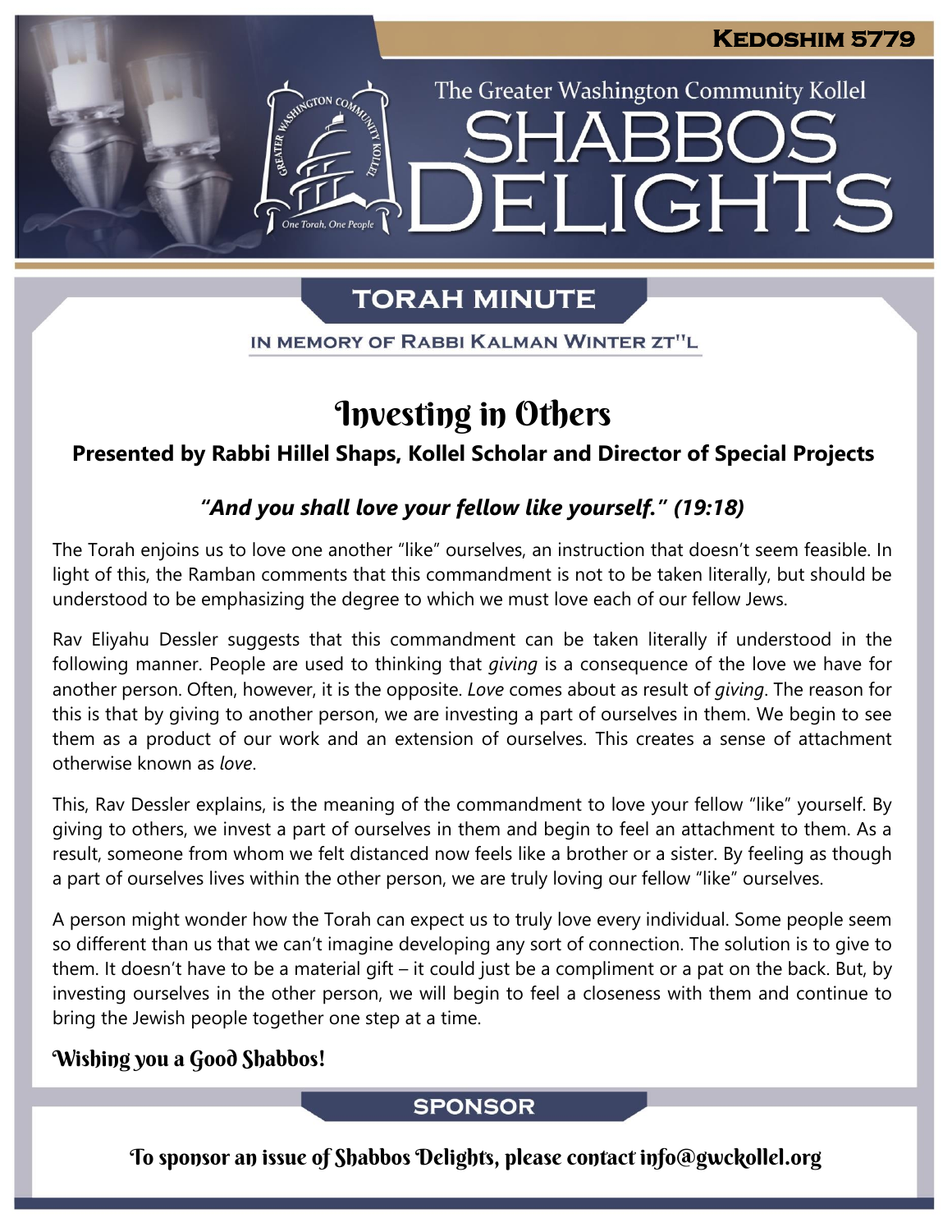KEDOSHIM 5779

The Greater Washington Community Kollel

# SHABBOS DELIGHTS

## TORAH MINUTE

IN MEMORY OF RABBI KALMAN WINTER ZT"L

# Investing in Others

**Presented by Rabbi Hillel Shaps, Kollel Scholar and Director of Special Projects**

***"And you shall love your fellow like yourself." (19:18)***

The Torah enjoins us to love one another "like" ourselves, an instruction that doesn't seem feasible. In light of this, the Ramban comments that this commandment is not to be taken literally, but should be understood to be emphasizing the degree to which we must love each of our fellow Jews.

Rav Eliyahu Dessler suggests that this commandment can be taken literally if understood in the following manner. People are used to thinking that *giving* is a consequence of the love we have for another person. Often, however, it is the opposite. *Love* comes about as result of *giving*. The reason for this is that by giving to another person, we are investing a part of ourselves in them. We begin to see them as a product of our work and an extension of ourselves. This creates a sense of attachment otherwise known as *love*.

This, Rav Dessler explains, is the meaning of the commandment to love your fellow "like" yourself. By giving to others, we invest a part of ourselves in them and begin to feel an attachment to them. As a result, someone from whom we felt distanced now feels like a brother or a sister. By feeling as though a part of ourselves lives within the other person, we are truly loving our fellow "like" ourselves.

A person might wonder how the Torah can expect us to truly love every individual. Some people seem so different than us that we can't imagine developing any sort of connection. The solution is to give to them. It doesn't have to be a material gift – it could just be a compliment or a pat on the back. But, by investing ourselves in the other person, we will begin to feel a closeness with them and continue to bring the Jewish people together one step at a time.

**Wishing you a Good Shabbos!**

## SPONSOR

To sponsor an issue of Shabbos Delights, please contact info@gwckollel.org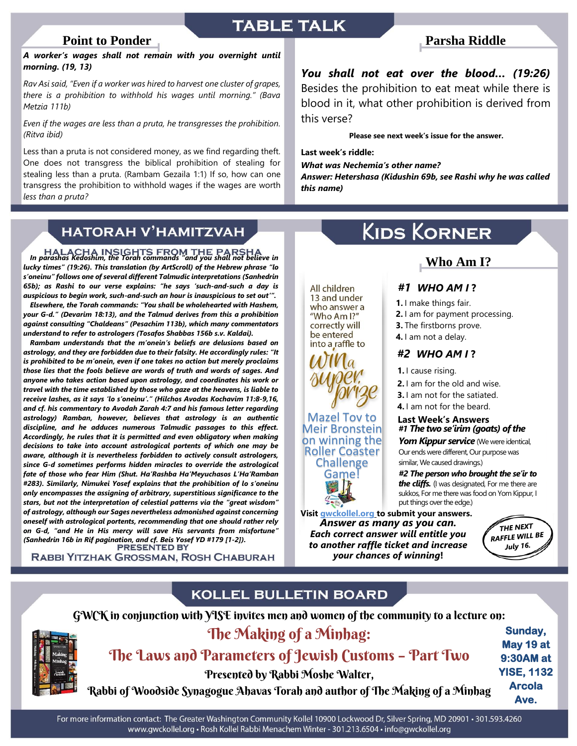# TABLE TALK

## Point to Ponder

***A worker's wages shall not remain with you overnight until morning. (19, 13)***

*Rav Asi said, "Even if a worker was hired to harvest one cluster of grapes, there is a prohibition to withhold his wages until morning." (Bava Metzia 111b)*

*Even if the wages are less than a pruta, he transgresses the prohibition. (Ritva ibid)*

Less than a pruta is not considered money, as we find regarding theft. One does not transgress the biblical prohibition of stealing for stealing less than a pruta. (Rambam Gezaila 1:1) If so, how can one transgress the prohibition to withhold wages if the wages are worth *less than a pruta?*

## Parsha Riddle

***You shall not eat over the blood... (19:26)*** Besides the prohibition to eat meat while there is blood in it, what other prohibition is derived from this verse?

**Please see next week's issue for the answer.**

**Last week's riddle:**

***What was Nechemia's other name?***

***Answer: Hetershasa (Kidushin 69b, see Rashi why he was called this name)***

# HATORAH V'HAMITZVAH

## HALACHA INSIGHTS FROM THE PARSHA

***In parashas Kedoshim, the Torah commands "and you shall not believe in lucky times" (19:26). This translation (by ArtScroll) of the Hebrew phrase "lo s'oneinu" follows one of several different Talmudic interpretations (Sanhedrin 65b); as Rashi to our verse explains: "he says 'such-and-such a day is auspicious to begin work, such-and-such an hour is inauspicious to set out'".***

***Elsewhere, the Torah commands: "You shall be wholehearted with Hashem, your G-d." (Devarim 18:13), and the Talmud derives from this a prohibition against consulting "Chaldeans" (Pesachim 113b), which many commentators understand to refer to astrologers (Tosafos Shabbas 156b s.v. Kaldai).***

***Rambam understands that the m'onein's beliefs are delusions based on astrology, and they are forbidden due to their falsity. He accordingly rules: "It is prohibited to be m'onein, even if one takes no action but merely proclaims those lies that the fools believe are words of truth and words of sages. And anyone who takes action based upon astrology, and coordinates his work or travel with the time established by those who gaze at the heavens, is liable to receive lashes, as it says 'lo s'oneinu'." (Hilchos Avodas Kochavim 11:8-9,16, and cf. his commentary to Avodah Zarah 4:7 and his famous letter regarding astrology) Ramban, however, believes that astrology is an authentic discipline, and he adduces numerous Talmudic passages to this effect. Accordingly, he rules that it is permitted and even obligatory when making decisions to take into account astrological portents of which one may be aware, although it is nevertheless forbidden to actively consult astrologers, since G-d sometimes performs hidden miracles to override the astrological fate of those who fear Him (Shut. Ha'Rashba Ha'Meyuchasos L'Ha'Ramban #283). Similarly, Nimukei Yosef explains that the prohibition of lo s'oneinu only encompasses the assigning of arbitrary, superstitious significance to the stars, but not the interpretation of celestial patterns via the "great wisdom" of astrology, although our Sages nevertheless admonished against concerning oneself with astrological portents, recommending that one should rather rely on G-d, "and He in His mercy will save His servants from misfortune" (Sanhedrin 16b in Rif pagination, and cf. Beis Yosef YD #179 [1-2]).***

PRESENTED BY
RABBI YITZHAK GROSSMAN, ROSH CHABURAH

# KIDS KORNER

## Who Am I?

All children 13 and under who answer a "Who Am I?" correctly will be entered into a raffle to win a super prize

Mazel Tov to Meir Bronstein on winning the Roller Coaster Challenge Game!

### #1 WHO AM I ?

1. I make things fair.
2. I am for payment processing.
3. The firstborns prove.
4. I am not a delay.

### #2 WHO AM I ?

1. I cause rising.
2. I am for the old and wise.
3. I am not for the satiated.
4. I am not for the beard.

**Last Week's Answers**

***#1 The two se'irim (goats) of the Yom Kippur service*** (We were identical, Our ends were different, Our purpose was similar, We caused drawings.)

***#2 The person who brought the se'ir to the cliffs.*** (I was designated, For me there are sukkos, For me there was food on Yom Kippur, I put things over the edge.)

**Visit gwckollel.org to submit your answers.**

***Answer as many as you can. Each correct answer will entitle you to another raffle ticket and increase your chances of winning!***

*THE NEXT RAFFLE WILL BE July 16.*

# KOLLEL BULLETIN BOARD

GWCK in conjunction with YISE invites men and women of the community to a lecture on:

**The Making of a Minhag:**

**The Laws and Parameters of Jewish Customs – Part Two**

Presented by Rabbi Moshe Walter,

Rabbi of Woodside Synagogue Ahavas Torah and author of The Making of a Minhag

**Sunday, May 19 at 9:30AM at YISE, 1132 Arcola Ave.**

For more information contact: The Greater Washington Community Kollel 10900 Lockwood Dr, Silver Spring, MD 20901 • 301.593.4260
www.gwckollel.org • Rosh Kollel Rabbi Menachem Winter - 301.213.6504 • info@gwckollel.org